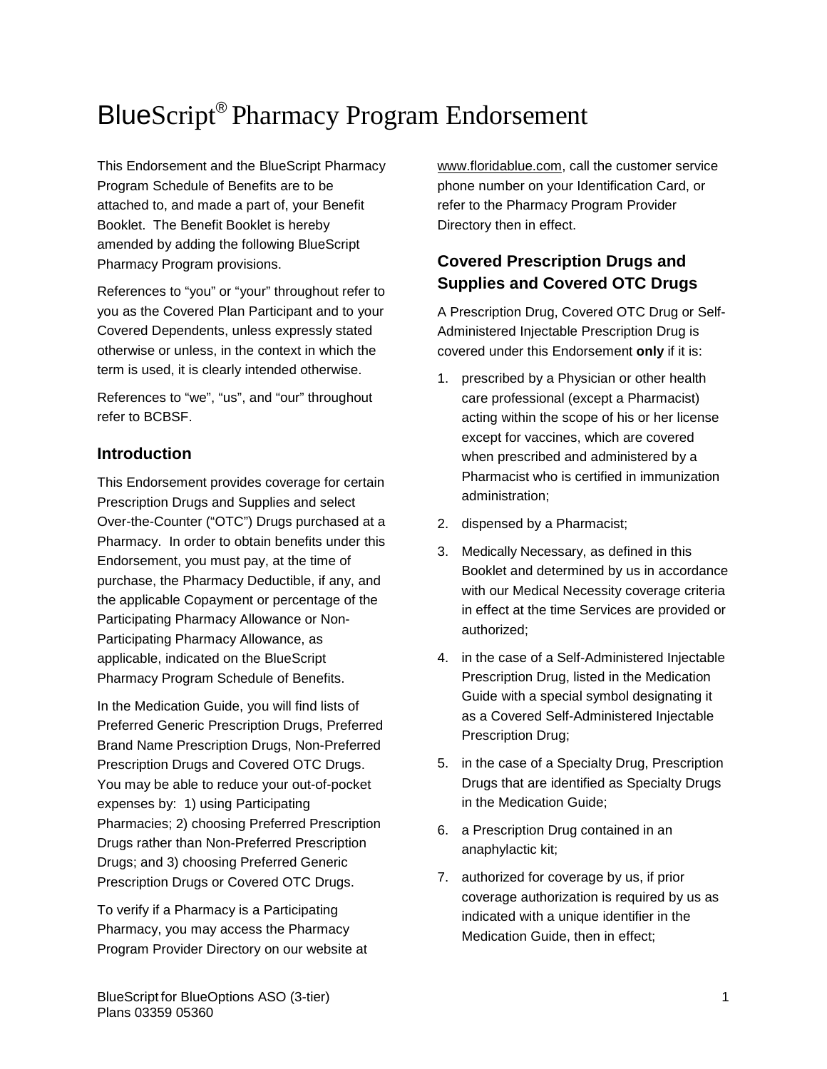# BlueScript® Pharmacy Program Endorsement

This Endorsement and the BlueScript Pharmacy Program Schedule of Benefits are to be attached to, and made a part of, your Benefit Booklet. The Benefit Booklet is hereby amended by adding the following BlueScript Pharmacy Program provisions.

References to "you" or "your" throughout refer to you as the Covered Plan Participant and to your Covered Dependents, unless expressly stated otherwise or unless, in the context in which the term is used, it is clearly intended otherwise.

References to "we", "us", and "our" throughout refer to BCBSF.

## Introduction

This Endorsement provides coverage for certain Prescription Drugs and Supplies and select Over-the-Counter ("OTC") Drugs purchased at a Pharmacy. In order to obtain benefits under this Endorsement, you must pay, at the time of purchase, the Pharmacy Deductible, if any, and the applicable Copayment or percentage of the Participating Pharmacy Allowance or Non-Participating Pharmacy Allowance, as applicable, indicated on the BlueScript Pharmacy Program Schedule of Benefits.

In the Medication Guide, you will find lists of Preferred Generic Prescription Drugs, Preferred Brand Name Prescription Drugs, Non-Preferred Prescription Drugs and Covered OTC Drugs. You may be able to reduce your out-of-pocket expenses by: 1) using Participating Pharmacies; 2) choosing Preferred Prescription Drugs rather than Non-Preferred Prescription Drugs; and 3) choosing Preferred Generic Prescription Drugs or Covered OTC Drugs.

To verify if a Pharmacy is a Participating Pharmacy, you may access the Pharmacy Program Provider Directory on our website at www.floridablue.com, call the customer service phone number on your Identification Card, or refer to the Pharmacy Program Provider Directory then in effect.

## Covered Prescription Drugs and Supplies and Covered OTC Drugs

A Prescription Drug, Covered OTC Drug or Self-Administered Injectable Prescription Drug is covered under this Endorsement **only** if it is:

1. prescribed by a Physician or other health care professional (except a Pharmacist) acting within the scope of his or her license except for vaccines, which are covered when prescribed and administered by a Pharmacist who is certified in immunization administration;
2. dispensed by a Pharmacist;
3. Medically Necessary, as defined in this Booklet and determined by us in accordance with our Medical Necessity coverage criteria in effect at the time Services are provided or authorized;
4. in the case of a Self-Administered Injectable Prescription Drug, listed in the Medication Guide with a special symbol designating it as a Covered Self-Administered Injectable Prescription Drug;
5. in the case of a Specialty Drug, Prescription Drugs that are identified as Specialty Drugs in the Medication Guide;
6. a Prescription Drug contained in an anaphylactic kit;
7. authorized for coverage by us, if prior coverage authorization is required by us as indicated with a unique identifier in the Medication Guide, then in effect;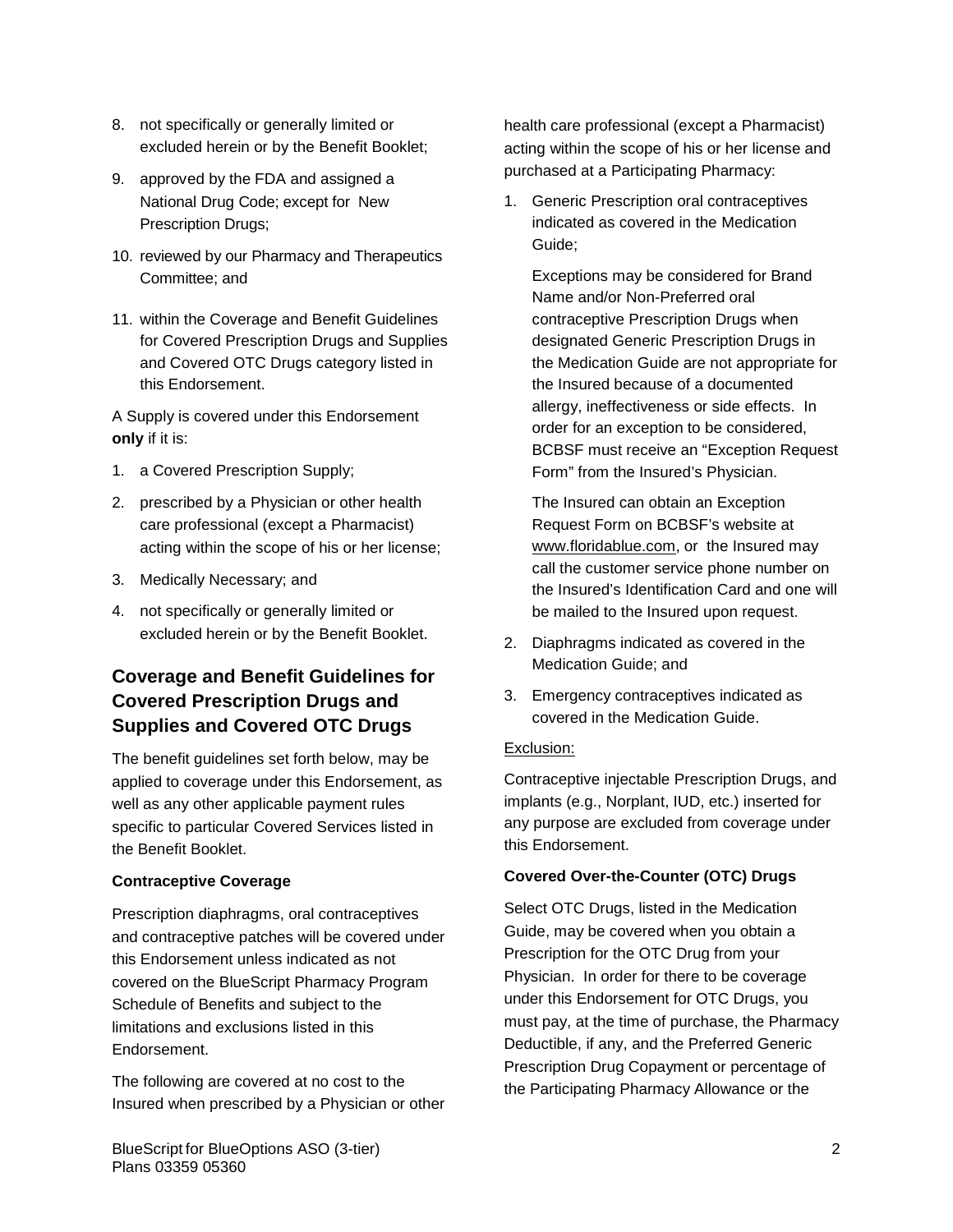8. not specifically or generally limited or excluded herein or by the Benefit Booklet;
9. approved by the FDA and assigned a National Drug Code; except for New Prescription Drugs;
10. reviewed by our Pharmacy and Therapeutics Committee; and
11. within the Coverage and Benefit Guidelines for Covered Prescription Drugs and Supplies and Covered OTC Drugs category listed in this Endorsement.

A Supply is covered under this Endorsement **only** if it is:

1. a Covered Prescription Supply;
2. prescribed by a Physician or other health care professional (except a Pharmacist) acting within the scope of his or her license;
3. Medically Necessary; and
4. not specifically or generally limited or excluded herein or by the Benefit Booklet.

## Coverage and Benefit Guidelines for Covered Prescription Drugs and Supplies and Covered OTC Drugs

The benefit guidelines set forth below, may be applied to coverage under this Endorsement, as well as any other applicable payment rules specific to particular Covered Services listed in the Benefit Booklet.

**Contraceptive Coverage**

Prescription diaphragms, oral contraceptives and contraceptive patches will be covered under this Endorsement unless indicated as not covered on the BlueScript Pharmacy Program Schedule of Benefits and subject to the limitations and exclusions listed in this Endorsement.

The following are covered at no cost to the Insured when prescribed by a Physician or other health care professional (except a Pharmacist) acting within the scope of his or her license and purchased at a Participating Pharmacy:

1. Generic Prescription oral contraceptives indicated as covered in the Medication Guide;

   Exceptions may be considered for Brand Name and/or Non-Preferred oral contraceptive Prescription Drugs when designated Generic Prescription Drugs in the Medication Guide are not appropriate for the Insured because of a documented allergy, ineffectiveness or side effects. In order for an exception to be considered, BCBSF must receive an "Exception Request Form" from the Insured's Physician.

   The Insured can obtain an Exception Request Form on BCBSF's website at www.floridablue.com, or the Insured may call the customer service phone number on the Insured's Identification Card and one will be mailed to the Insured upon request.

2. Diaphragms indicated as covered in the Medication Guide; and
3. Emergency contraceptives indicated as covered in the Medication Guide.

Exclusion:

Contraceptive injectable Prescription Drugs, and implants (e.g., Norplant, IUD, etc.) inserted for any purpose are excluded from coverage under this Endorsement.

**Covered Over-the-Counter (OTC) Drugs**

Select OTC Drugs, listed in the Medication Guide, may be covered when you obtain a Prescription for the OTC Drug from your Physician. In order for there to be coverage under this Endorsement for OTC Drugs, you must pay, at the time of purchase, the Pharmacy Deductible, if any, and the Preferred Generic Prescription Drug Copayment or percentage of the Participating Pharmacy Allowance or the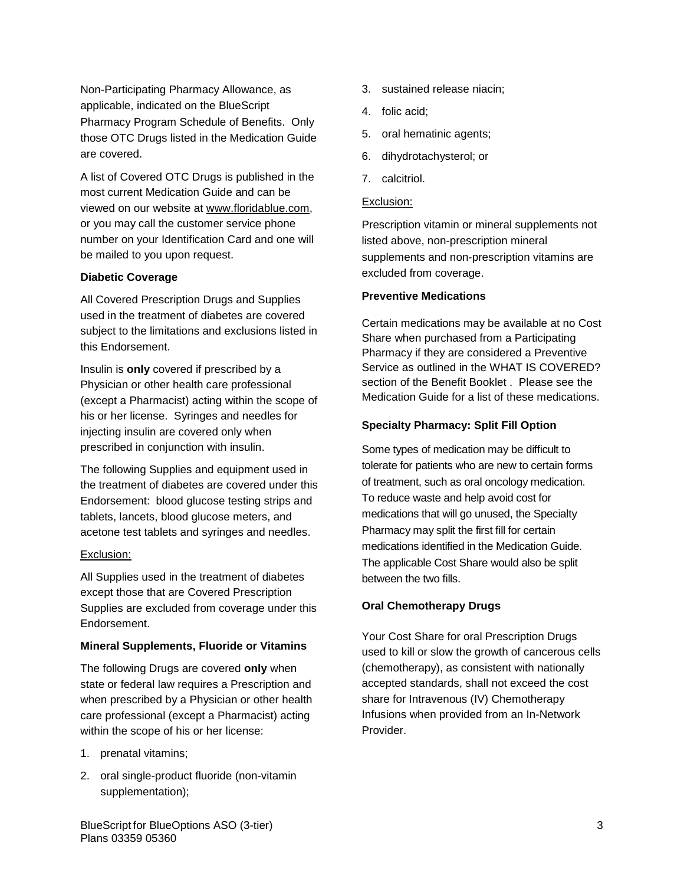Non-Participating Pharmacy Allowance, as applicable, indicated on the BlueScript Pharmacy Program Schedule of Benefits. Only those OTC Drugs listed in the Medication Guide are covered.

A list of Covered OTC Drugs is published in the most current Medication Guide and can be viewed on our website at www.floridablue.com, or you may call the customer service phone number on your Identification Card and one will be mailed to you upon request.

**Diabetic Coverage**

All Covered Prescription Drugs and Supplies used in the treatment of diabetes are covered subject to the limitations and exclusions listed in this Endorsement.

Insulin is **only** covered if prescribed by a Physician or other health care professional (except a Pharmacist) acting within the scope of his or her license. Syringes and needles for injecting insulin are covered only when prescribed in conjunction with insulin.

The following Supplies and equipment used in the treatment of diabetes are covered under this Endorsement: blood glucose testing strips and tablets, lancets, blood glucose meters, and acetone test tablets and syringes and needles.

Exclusion:

All Supplies used in the treatment of diabetes except those that are Covered Prescription Supplies are excluded from coverage under this Endorsement.

**Mineral Supplements, Fluoride or Vitamins**

The following Drugs are covered **only** when state or federal law requires a Prescription and when prescribed by a Physician or other health care professional (except a Pharmacist) acting within the scope of his or her license:

1. prenatal vitamins;
2. oral single-product fluoride (non-vitamin supplementation);
3. sustained release niacin;
4. folic acid;
5. oral hematinic agents;
6. dihydrotachysterol; or
7. calcitriol.

Exclusion:

Prescription vitamin or mineral supplements not listed above, non-prescription mineral supplements and non-prescription vitamins are excluded from coverage.

**Preventive Medications**

Certain medications may be available at no Cost Share when purchased from a Participating Pharmacy if they are considered a Preventive Service as outlined in the WHAT IS COVERED? section of the Benefit Booklet . Please see the Medication Guide for a list of these medications.

**Specialty Pharmacy: Split Fill Option**

Some types of medication may be difficult to tolerate for patients who are new to certain forms of treatment, such as oral oncology medication. To reduce waste and help avoid cost for medications that will go unused, the Specialty Pharmacy may split the first fill for certain medications identified in the Medication Guide. The applicable Cost Share would also be split between the two fills.

**Oral Chemotherapy Drugs**

Your Cost Share for oral Prescription Drugs used to kill or slow the growth of cancerous cells (chemotherapy), as consistent with nationally accepted standards, shall not exceed the cost share for Intravenous (IV) Chemotherapy Infusions when provided from an In-Network Provider.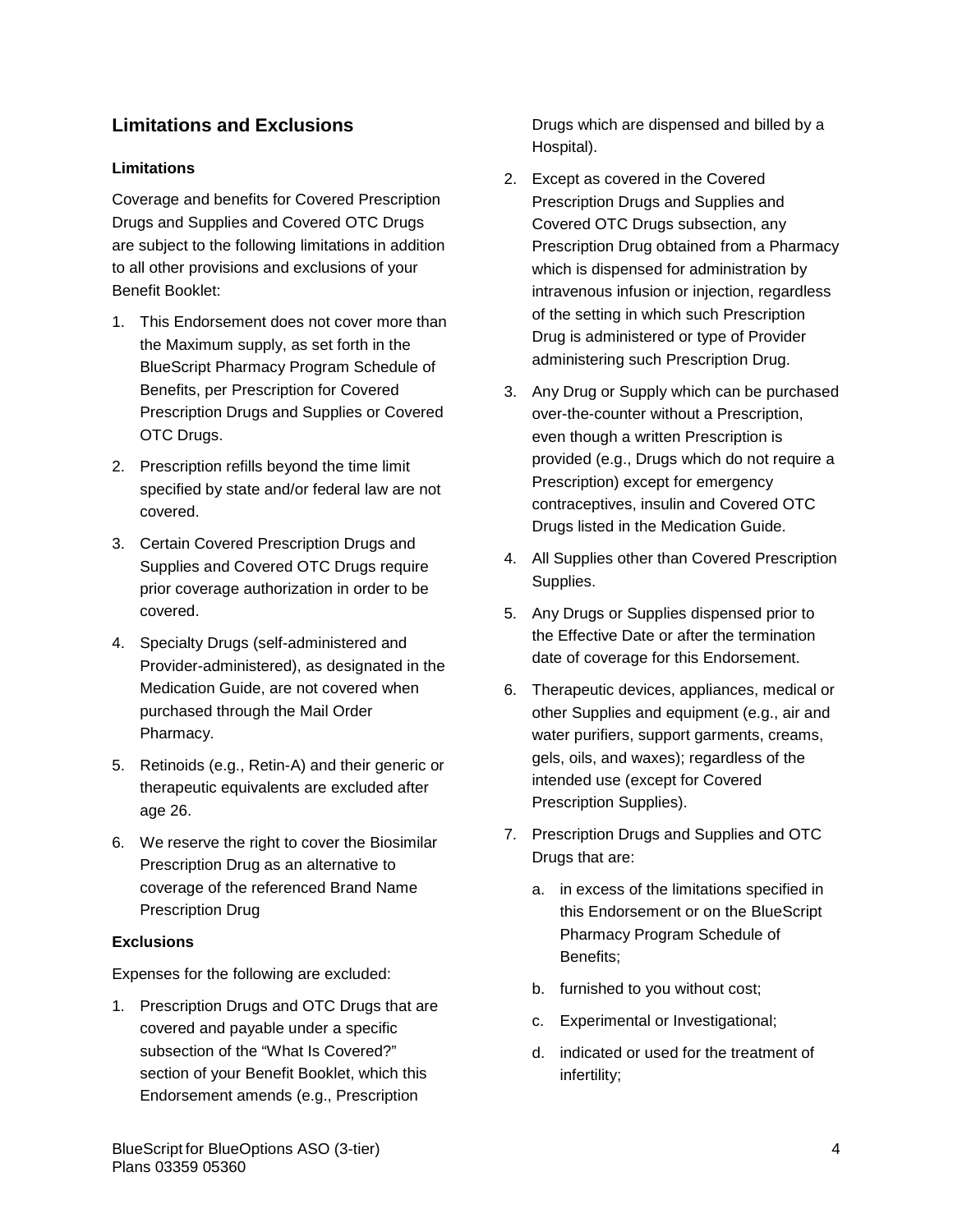## Limitations and Exclusions

### Limitations

Coverage and benefits for Covered Prescription Drugs and Supplies and Covered OTC Drugs are subject to the following limitations in addition to all other provisions and exclusions of your Benefit Booklet:

1. This Endorsement does not cover more than the Maximum supply, as set forth in the BlueScript Pharmacy Program Schedule of Benefits, per Prescription for Covered Prescription Drugs and Supplies or Covered OTC Drugs.
2. Prescription refills beyond the time limit specified by state and/or federal law are not covered.
3. Certain Covered Prescription Drugs and Supplies and Covered OTC Drugs require prior coverage authorization in order to be covered.
4. Specialty Drugs (self-administered and Provider-administered), as designated in the Medication Guide, are not covered when purchased through the Mail Order Pharmacy.
5. Retinoids (e.g., Retin-A) and their generic or therapeutic equivalents are excluded after age 26.
6. We reserve the right to cover the Biosimilar Prescription Drug as an alternative to coverage of the referenced Brand Name Prescription Drug

### Exclusions

Expenses for the following are excluded:

1. Prescription Drugs and OTC Drugs that are covered and payable under a specific subsection of the "What Is Covered?" section of your Benefit Booklet, which this Endorsement amends (e.g., Prescription Drugs which are dispensed and billed by a Hospital).
2. Except as covered in the Covered Prescription Drugs and Supplies and Covered OTC Drugs subsection, any Prescription Drug obtained from a Pharmacy which is dispensed for administration by intravenous infusion or injection, regardless of the setting in which such Prescription Drug is administered or type of Provider administering such Prescription Drug.
3. Any Drug or Supply which can be purchased over-the-counter without a Prescription, even though a written Prescription is provided (e.g., Drugs which do not require a Prescription) except for emergency contraceptives, insulin and Covered OTC Drugs listed in the Medication Guide.
4. All Supplies other than Covered Prescription Supplies.
5. Any Drugs or Supplies dispensed prior to the Effective Date or after the termination date of coverage for this Endorsement.
6. Therapeutic devices, appliances, medical or other Supplies and equipment (e.g., air and water purifiers, support garments, creams, gels, oils, and waxes); regardless of the intended use (except for Covered Prescription Supplies).
7. Prescription Drugs and Supplies and OTC Drugs that are:
   a. in excess of the limitations specified in this Endorsement or on the BlueScript Pharmacy Program Schedule of Benefits;
   b. furnished to you without cost;
   c. Experimental or Investigational;
   d. indicated or used for the treatment of infertility;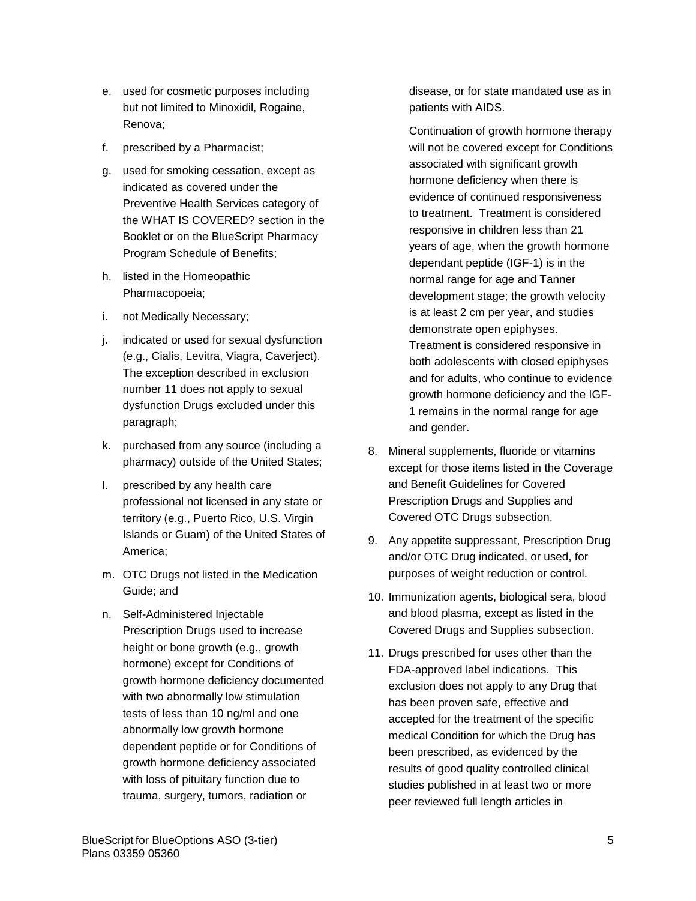e. used for cosmetic purposes including but not limited to Minoxidil, Rogaine, Renova;

f. prescribed by a Pharmacist;

g. used for smoking cessation, except as indicated as covered under the Preventive Health Services category of the WHAT IS COVERED? section in the Booklet or on the BlueScript Pharmacy Program Schedule of Benefits;

h. listed in the Homeopathic Pharmacopoeia;

i. not Medically Necessary;

j. indicated or used for sexual dysfunction (e.g., Cialis, Levitra, Viagra, Caverject). The exception described in exclusion number 11 does not apply to sexual dysfunction Drugs excluded under this paragraph;

k. purchased from any source (including a pharmacy) outside of the United States;

l. prescribed by any health care professional not licensed in any state or territory (e.g., Puerto Rico, U.S. Virgin Islands or Guam) of the United States of America;

m. OTC Drugs not listed in the Medication Guide; and

n. Self-Administered Injectable Prescription Drugs used to increase height or bone growth (e.g., growth hormone) except for Conditions of growth hormone deficiency documented with two abnormally low stimulation tests of less than 10 ng/ml and one abnormally low growth hormone dependent peptide or for Conditions of growth hormone deficiency associated with loss of pituitary function due to trauma, surgery, tumors, radiation or disease, or for state mandated use as in patients with AIDS.

   Continuation of growth hormone therapy will not be covered except for Conditions associated with significant growth hormone deficiency when there is evidence of continued responsiveness to treatment. Treatment is considered responsive in children less than 21 years of age, when the growth hormone dependant peptide (IGF-1) is in the normal range for age and Tanner development stage; the growth velocity is at least 2 cm per year, and studies demonstrate open epiphyses. Treatment is considered responsive in both adolescents with closed epiphyses and for adults, who continue to evidence growth hormone deficiency and the IGF-1 remains in the normal range for age and gender.

8. Mineral supplements, fluoride or vitamins except for those items listed in the Coverage and Benefit Guidelines for Covered Prescription Drugs and Supplies and Covered OTC Drugs subsection.

9. Any appetite suppressant, Prescription Drug and/or OTC Drug indicated, or used, for purposes of weight reduction or control.

10. Immunization agents, biological sera, blood and blood plasma, except as listed in the Covered Drugs and Supplies subsection.

11. Drugs prescribed for uses other than the FDA-approved label indications. This exclusion does not apply to any Drug that has been proven safe, effective and accepted for the treatment of the specific medical Condition for which the Drug has been prescribed, as evidenced by the results of good quality controlled clinical studies published in at least two or more peer reviewed full length articles in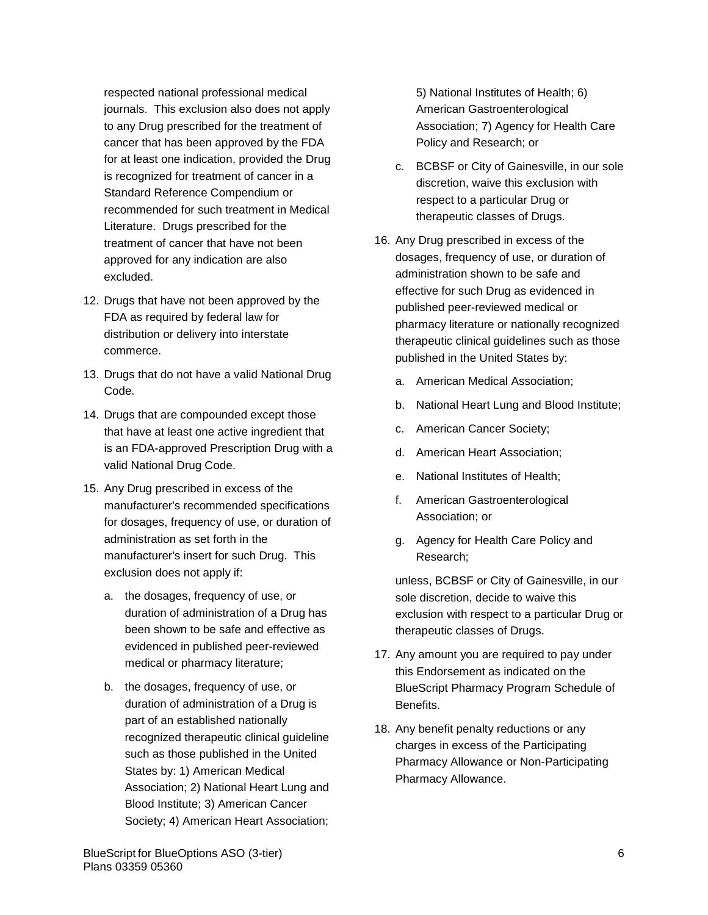respected national professional medical journals. This exclusion also does not apply to any Drug prescribed for the treatment of cancer that has been approved by the FDA for at least one indication, provided the Drug is recognized for treatment of cancer in a Standard Reference Compendium or recommended for such treatment in Medical Literature. Drugs prescribed for the treatment of cancer that have not been approved for any indication are also excluded.

12. Drugs that have not been approved by the FDA as required by federal law for distribution or delivery into interstate commerce.

13. Drugs that do not have a valid National Drug Code.

14. Drugs that are compounded except those that have at least one active ingredient that is an FDA-approved Prescription Drug with a valid National Drug Code.

15. Any Drug prescribed in excess of the manufacturer's recommended specifications for dosages, frequency of use, or duration of administration as set forth in the manufacturer's insert for such Drug. This exclusion does not apply if:

    a. the dosages, frequency of use, or duration of administration of a Drug has been shown to be safe and effective as evidenced in published peer-reviewed medical or pharmacy literature;

    b. the dosages, frequency of use, or duration of administration of a Drug is part of an established nationally recognized therapeutic clinical guideline such as those published in the United States by: 1) American Medical Association; 2) National Heart Lung and Blood Institute; 3) American Cancer Society; 4) American Heart Association; 5) National Institutes of Health; 6) American Gastroenterological Association; 7) Agency for Health Care Policy and Research; or

    c. BCBSF or City of Gainesville, in our sole discretion, waive this exclusion with respect to a particular Drug or therapeutic classes of Drugs.

16. Any Drug prescribed in excess of the dosages, frequency of use, or duration of administration shown to be safe and effective for such Drug as evidenced in published peer-reviewed medical or pharmacy literature or nationally recognized therapeutic clinical guidelines such as those published in the United States by:

    a. American Medical Association;

    b. National Heart Lung and Blood Institute;

    c. American Cancer Society;

    d. American Heart Association;

    e. National Institutes of Health;

    f. American Gastroenterological Association; or

    g. Agency for Health Care Policy and Research;

    unless, BCBSF or City of Gainesville, in our sole discretion, decide to waive this exclusion with respect to a particular Drug or therapeutic classes of Drugs.

17. Any amount you are required to pay under this Endorsement as indicated on the BlueScript Pharmacy Program Schedule of Benefits.

18. Any benefit penalty reductions or any charges in excess of the Participating Pharmacy Allowance or Non-Participating Pharmacy Allowance.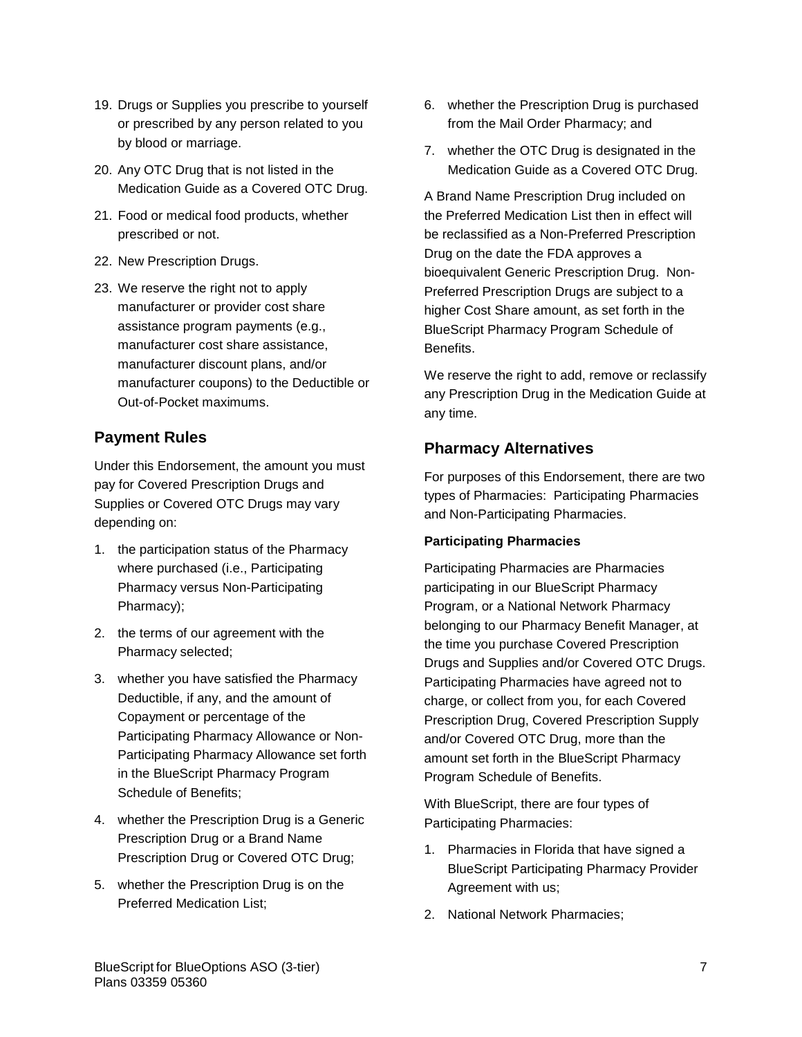19. Drugs or Supplies you prescribe to yourself or prescribed by any person related to you by blood or marriage.
20. Any OTC Drug that is not listed in the Medication Guide as a Covered OTC Drug.
21. Food or medical food products, whether prescribed or not.
22. New Prescription Drugs.
23. We reserve the right not to apply manufacturer or provider cost share assistance program payments (e.g., manufacturer cost share assistance, manufacturer discount plans, and/or manufacturer coupons) to the Deductible or Out-of-Pocket maximums.

## Payment Rules

Under this Endorsement, the amount you must pay for Covered Prescription Drugs and Supplies or Covered OTC Drugs may vary depending on:

1. the participation status of the Pharmacy where purchased (i.e., Participating Pharmacy versus Non-Participating Pharmacy);
2. the terms of our agreement with the Pharmacy selected;
3. whether you have satisfied the Pharmacy Deductible, if any, and the amount of Copayment or percentage of the Participating Pharmacy Allowance or Non-Participating Pharmacy Allowance set forth in the BlueScript Pharmacy Program Schedule of Benefits;
4. whether the Prescription Drug is a Generic Prescription Drug or a Brand Name Prescription Drug or Covered OTC Drug;
5. whether the Prescription Drug is on the Preferred Medication List;
6. whether the Prescription Drug is purchased from the Mail Order Pharmacy; and
7. whether the OTC Drug is designated in the Medication Guide as a Covered OTC Drug.

A Brand Name Prescription Drug included on the Preferred Medication List then in effect will be reclassified as a Non-Preferred Prescription Drug on the date the FDA approves a bioequivalent Generic Prescription Drug. Non-Preferred Prescription Drugs are subject to a higher Cost Share amount, as set forth in the BlueScript Pharmacy Program Schedule of Benefits.

We reserve the right to add, remove or reclassify any Prescription Drug in the Medication Guide at any time.

## Pharmacy Alternatives

For purposes of this Endorsement, there are two types of Pharmacies: Participating Pharmacies and Non-Participating Pharmacies.

### Participating Pharmacies

Participating Pharmacies are Pharmacies participating in our BlueScript Pharmacy Program, or a National Network Pharmacy belonging to our Pharmacy Benefit Manager, at the time you purchase Covered Prescription Drugs and Supplies and/or Covered OTC Drugs. Participating Pharmacies have agreed not to charge, or collect from you, for each Covered Prescription Drug, Covered Prescription Supply and/or Covered OTC Drug, more than the amount set forth in the BlueScript Pharmacy Program Schedule of Benefits.

With BlueScript, there are four types of Participating Pharmacies:

1. Pharmacies in Florida that have signed a BlueScript Participating Pharmacy Provider Agreement with us;
2. National Network Pharmacies;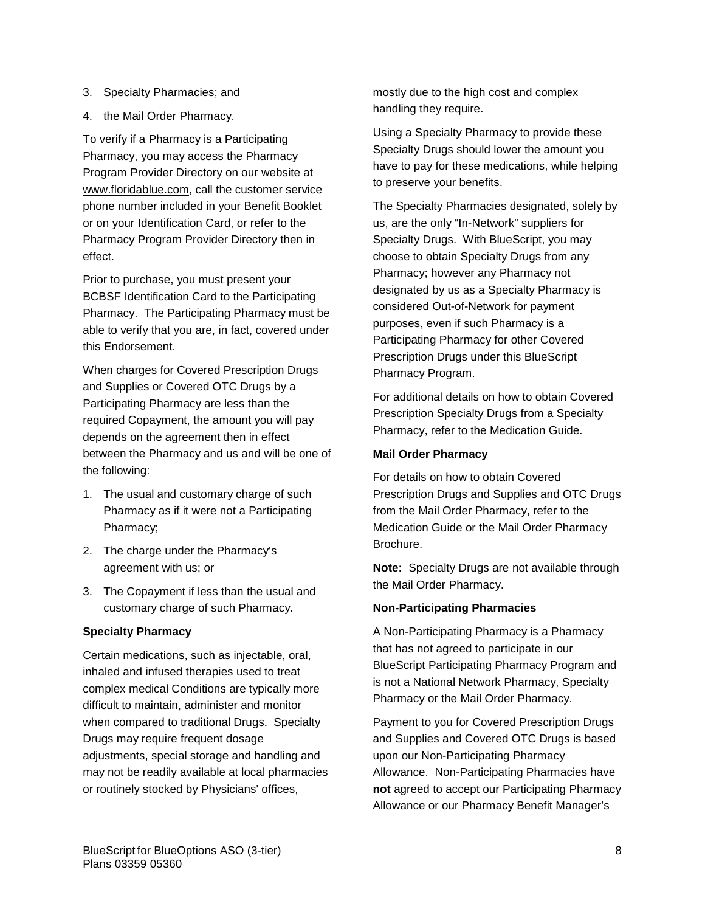3. Specialty Pharmacies; and
4. the Mail Order Pharmacy.

To verify if a Pharmacy is a Participating Pharmacy, you may access the Pharmacy Program Provider Directory on our website at www.floridablue.com, call the customer service phone number included in your Benefit Booklet or on your Identification Card, or refer to the Pharmacy Program Provider Directory then in effect.

Prior to purchase, you must present your BCBSF Identification Card to the Participating Pharmacy. The Participating Pharmacy must be able to verify that you are, in fact, covered under this Endorsement.

When charges for Covered Prescription Drugs and Supplies or Covered OTC Drugs by a Participating Pharmacy are less than the required Copayment, the amount you will pay depends on the agreement then in effect between the Pharmacy and us and will be one of the following:

1. The usual and customary charge of such Pharmacy as if it were not a Participating Pharmacy;
2. The charge under the Pharmacy's agreement with us; or
3. The Copayment if less than the usual and customary charge of such Pharmacy.

**Specialty Pharmacy**

Certain medications, such as injectable, oral, inhaled and infused therapies used to treat complex medical Conditions are typically more difficult to maintain, administer and monitor when compared to traditional Drugs. Specialty Drugs may require frequent dosage adjustments, special storage and handling and may not be readily available at local pharmacies or routinely stocked by Physicians' offices, mostly due to the high cost and complex handling they require.

Using a Specialty Pharmacy to provide these Specialty Drugs should lower the amount you have to pay for these medications, while helping to preserve your benefits.

The Specialty Pharmacies designated, solely by us, are the only "In-Network" suppliers for Specialty Drugs. With BlueScript, you may choose to obtain Specialty Drugs from any Pharmacy; however any Pharmacy not designated by us as a Specialty Pharmacy is considered Out-of-Network for payment purposes, even if such Pharmacy is a Participating Pharmacy for other Covered Prescription Drugs under this BlueScript Pharmacy Program.

For additional details on how to obtain Covered Prescription Specialty Drugs from a Specialty Pharmacy, refer to the Medication Guide.

**Mail Order Pharmacy**

For details on how to obtain Covered Prescription Drugs and Supplies and OTC Drugs from the Mail Order Pharmacy, refer to the Medication Guide or the Mail Order Pharmacy Brochure.

**Note:** Specialty Drugs are not available through the Mail Order Pharmacy.

**Non-Participating Pharmacies**

A Non-Participating Pharmacy is a Pharmacy that has not agreed to participate in our BlueScript Participating Pharmacy Program and is not a National Network Pharmacy, Specialty Pharmacy or the Mail Order Pharmacy.

Payment to you for Covered Prescription Drugs and Supplies and Covered OTC Drugs is based upon our Non-Participating Pharmacy Allowance. Non-Participating Pharmacies have **not** agreed to accept our Participating Pharmacy Allowance or our Pharmacy Benefit Manager's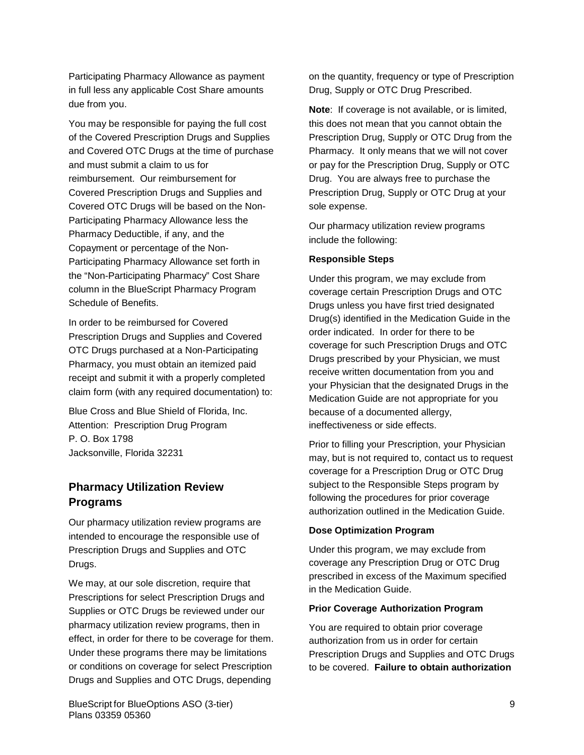Participating Pharmacy Allowance as payment in full less any applicable Cost Share amounts due from you.

You may be responsible for paying the full cost of the Covered Prescription Drugs and Supplies and Covered OTC Drugs at the time of purchase and must submit a claim to us for reimbursement. Our reimbursement for Covered Prescription Drugs and Supplies and Covered OTC Drugs will be based on the Non-Participating Pharmacy Allowance less the Pharmacy Deductible, if any, and the Copayment or percentage of the Non-Participating Pharmacy Allowance set forth in the "Non-Participating Pharmacy" Cost Share column in the BlueScript Pharmacy Program Schedule of Benefits.

In order to be reimbursed for Covered Prescription Drugs and Supplies and Covered OTC Drugs purchased at a Non-Participating Pharmacy, you must obtain an itemized paid receipt and submit it with a properly completed claim form (with any required documentation) to:

Blue Cross and Blue Shield of Florida, Inc.
Attention: Prescription Drug Program
P. O. Box 1798
Jacksonville, Florida 32231

## Pharmacy Utilization Review Programs

Our pharmacy utilization review programs are intended to encourage the responsible use of Prescription Drugs and Supplies and OTC Drugs.

We may, at our sole discretion, require that Prescriptions for select Prescription Drugs and Supplies or OTC Drugs be reviewed under our pharmacy utilization review programs, then in effect, in order for there to be coverage for them. Under these programs there may be limitations or conditions on coverage for select Prescription Drugs and Supplies and OTC Drugs, depending on the quantity, frequency or type of Prescription Drug, Supply or OTC Drug Prescribed.

**Note**: If coverage is not available, or is limited, this does not mean that you cannot obtain the Prescription Drug, Supply or OTC Drug from the Pharmacy. It only means that we will not cover or pay for the Prescription Drug, Supply or OTC Drug. You are always free to purchase the Prescription Drug, Supply or OTC Drug at your sole expense.

Our pharmacy utilization review programs include the following:

**Responsible Steps**

Under this program, we may exclude from coverage certain Prescription Drugs and OTC Drugs unless you have first tried designated Drug(s) identified in the Medication Guide in the order indicated. In order for there to be coverage for such Prescription Drugs and OTC Drugs prescribed by your Physician, we must receive written documentation from you and your Physician that the designated Drugs in the Medication Guide are not appropriate for you because of a documented allergy, ineffectiveness or side effects.

Prior to filling your Prescription, your Physician may, but is not required to, contact us to request coverage for a Prescription Drug or OTC Drug subject to the Responsible Steps program by following the procedures for prior coverage authorization outlined in the Medication Guide.

**Dose Optimization Program**

Under this program, we may exclude from coverage any Prescription Drug or OTC Drug prescribed in excess of the Maximum specified in the Medication Guide.

**Prior Coverage Authorization Program**

You are required to obtain prior coverage authorization from us in order for certain Prescription Drugs and Supplies and OTC Drugs to be covered. **Failure to obtain authorization**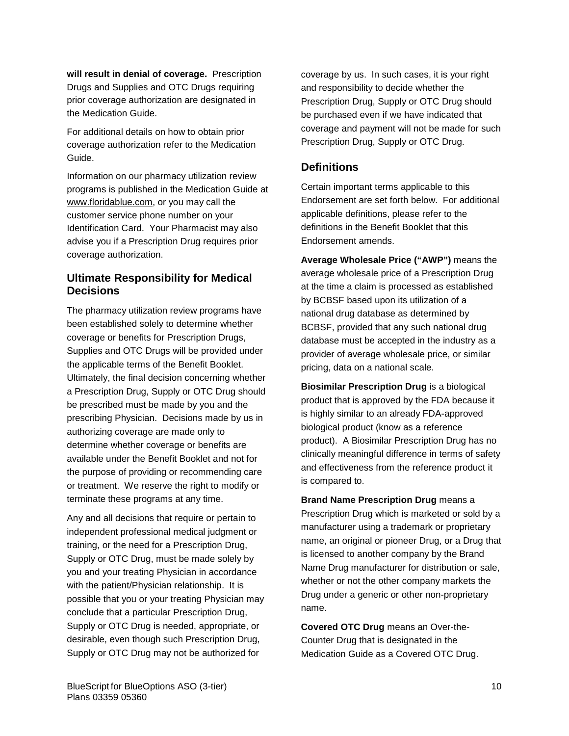**will result in denial of coverage.** Prescription Drugs and Supplies and OTC Drugs requiring prior coverage authorization are designated in the Medication Guide.

For additional details on how to obtain prior coverage authorization refer to the Medication Guide.

Information on our pharmacy utilization review programs is published in the Medication Guide at www.floridablue.com, or you may call the customer service phone number on your Identification Card. Your Pharmacist may also advise you if a Prescription Drug requires prior coverage authorization.

## Ultimate Responsibility for Medical Decisions

The pharmacy utilization review programs have been established solely to determine whether coverage or benefits for Prescription Drugs, Supplies and OTC Drugs will be provided under the applicable terms of the Benefit Booklet. Ultimately, the final decision concerning whether a Prescription Drug, Supply or OTC Drug should be prescribed must be made by you and the prescribing Physician. Decisions made by us in authorizing coverage are made only to determine whether coverage or benefits are available under the Benefit Booklet and not for the purpose of providing or recommending care or treatment. We reserve the right to modify or terminate these programs at any time.

Any and all decisions that require or pertain to independent professional medical judgment or training, or the need for a Prescription Drug, Supply or OTC Drug, must be made solely by you and your treating Physician in accordance with the patient/Physician relationship. It is possible that you or your treating Physician may conclude that a particular Prescription Drug, Supply or OTC Drug is needed, appropriate, or desirable, even though such Prescription Drug, Supply or OTC Drug may not be authorized for coverage by us. In such cases, it is your right and responsibility to decide whether the Prescription Drug, Supply or OTC Drug should be purchased even if we have indicated that coverage and payment will not be made for such Prescription Drug, Supply or OTC Drug.

## Definitions

Certain important terms applicable to this Endorsement are set forth below. For additional applicable definitions, please refer to the definitions in the Benefit Booklet that this Endorsement amends.

**Average Wholesale Price ("AWP")** means the average wholesale price of a Prescription Drug at the time a claim is processed as established by BCBSF based upon its utilization of a national drug database as determined by BCBSF, provided that any such national drug database must be accepted in the industry as a provider of average wholesale price, or similar pricing, data on a national scale.

**Biosimilar Prescription Drug** is a biological product that is approved by the FDA because it is highly similar to an already FDA-approved biological product (know as a reference product). A Biosimilar Prescription Drug has no clinically meaningful difference in terms of safety and effectiveness from the reference product it is compared to.

**Brand Name Prescription Drug** means a Prescription Drug which is marketed or sold by a manufacturer using a trademark or proprietary name, an original or pioneer Drug, or a Drug that is licensed to another company by the Brand Name Drug manufacturer for distribution or sale, whether or not the other company markets the Drug under a generic or other non-proprietary name.

**Covered OTC Drug** means an Over-the-Counter Drug that is designated in the Medication Guide as a Covered OTC Drug.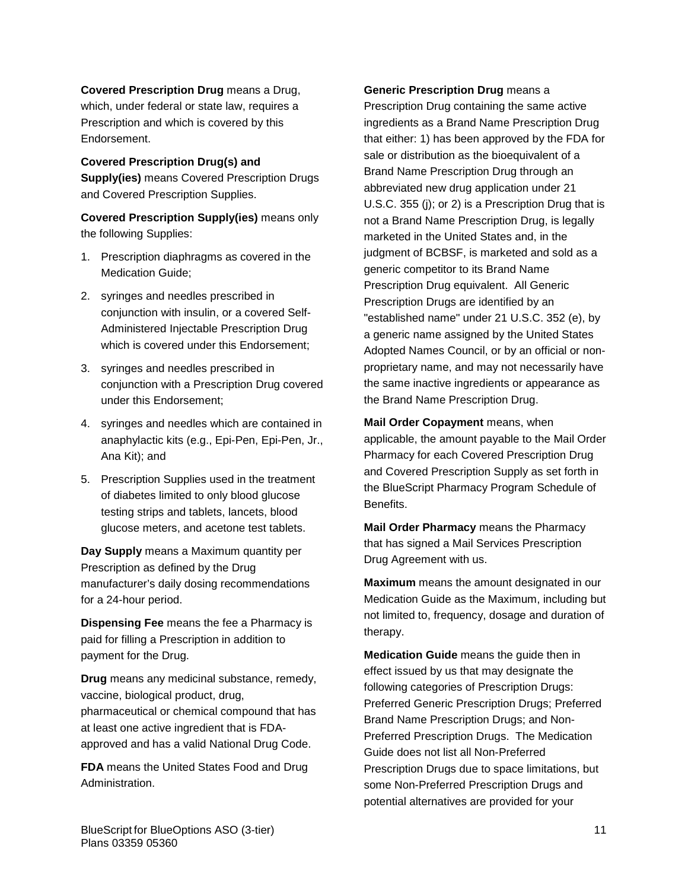**Covered Prescription Drug** means a Drug, which, under federal or state law, requires a Prescription and which is covered by this Endorsement.

**Covered Prescription Drug(s) and Supply(ies)** means Covered Prescription Drugs and Covered Prescription Supplies.

**Covered Prescription Supply(ies)** means only the following Supplies:

1. Prescription diaphragms as covered in the Medication Guide;
2. syringes and needles prescribed in conjunction with insulin, or a covered Self-Administered Injectable Prescription Drug which is covered under this Endorsement;
3. syringes and needles prescribed in conjunction with a Prescription Drug covered under this Endorsement;
4. syringes and needles which are contained in anaphylactic kits (e.g., Epi-Pen, Epi-Pen, Jr., Ana Kit); and
5. Prescription Supplies used in the treatment of diabetes limited to only blood glucose testing strips and tablets, lancets, blood glucose meters, and acetone test tablets.

**Day Supply** means a Maximum quantity per Prescription as defined by the Drug manufacturer's daily dosing recommendations for a 24-hour period.

**Dispensing Fee** means the fee a Pharmacy is paid for filling a Prescription in addition to payment for the Drug.

**Drug** means any medicinal substance, remedy, vaccine, biological product, drug, pharmaceutical or chemical compound that has at least one active ingredient that is FDA-approved and has a valid National Drug Code.

**FDA** means the United States Food and Drug Administration.

**Generic Prescription Drug** means a Prescription Drug containing the same active ingredients as a Brand Name Prescription Drug that either: 1) has been approved by the FDA for sale or distribution as the bioequivalent of a Brand Name Prescription Drug through an abbreviated new drug application under 21 U.S.C. 355 (j); or 2) is a Prescription Drug that is not a Brand Name Prescription Drug, is legally marketed in the United States and, in the judgment of BCBSF, is marketed and sold as a generic competitor to its Brand Name Prescription Drug equivalent. All Generic Prescription Drugs are identified by an "established name" under 21 U.S.C. 352 (e), by a generic name assigned by the United States Adopted Names Council, or by an official or non-proprietary name, and may not necessarily have the same inactive ingredients or appearance as the Brand Name Prescription Drug.

**Mail Order Copayment** means, when applicable, the amount payable to the Mail Order Pharmacy for each Covered Prescription Drug and Covered Prescription Supply as set forth in the BlueScript Pharmacy Program Schedule of Benefits.

**Mail Order Pharmacy** means the Pharmacy that has signed a Mail Services Prescription Drug Agreement with us.

**Maximum** means the amount designated in our Medication Guide as the Maximum, including but not limited to, frequency, dosage and duration of therapy.

**Medication Guide** means the guide then in effect issued by us that may designate the following categories of Prescription Drugs: Preferred Generic Prescription Drugs; Preferred Brand Name Prescription Drugs; and Non-Preferred Prescription Drugs. The Medication Guide does not list all Non-Preferred Prescription Drugs due to space limitations, but some Non-Preferred Prescription Drugs and potential alternatives are provided for your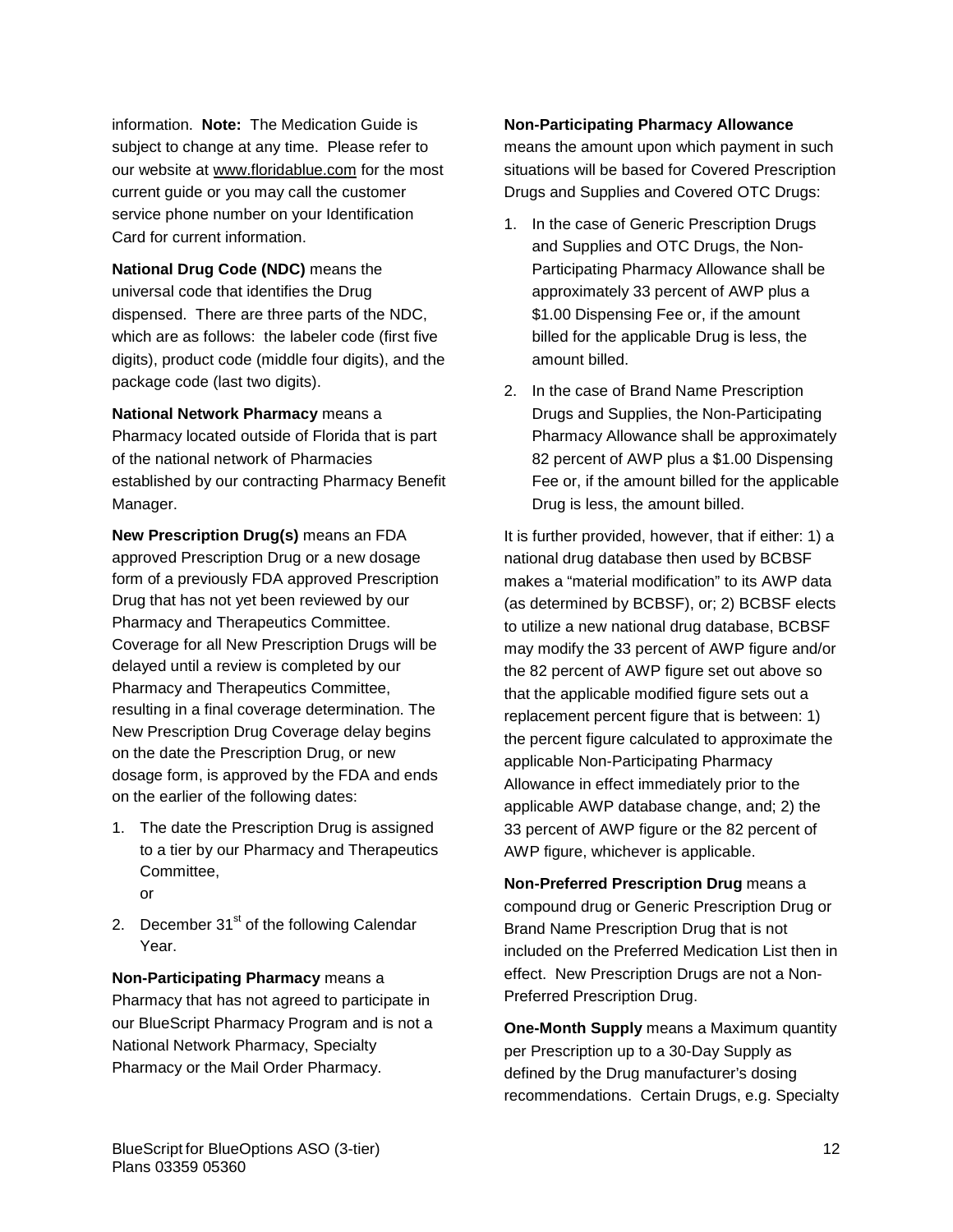information. **Note:** The Medication Guide is subject to change at any time. Please refer to our website at www.floridablue.com for the most current guide or you may call the customer service phone number on your Identification Card for current information.

**National Drug Code (NDC)** means the universal code that identifies the Drug dispensed. There are three parts of the NDC, which are as follows: the labeler code (first five digits), product code (middle four digits), and the package code (last two digits).

**National Network Pharmacy** means a Pharmacy located outside of Florida that is part of the national network of Pharmacies established by our contracting Pharmacy Benefit Manager.

**New Prescription Drug(s)** means an FDA approved Prescription Drug or a new dosage form of a previously FDA approved Prescription Drug that has not yet been reviewed by our Pharmacy and Therapeutics Committee. Coverage for all New Prescription Drugs will be delayed until a review is completed by our Pharmacy and Therapeutics Committee, resulting in a final coverage determination. The New Prescription Drug Coverage delay begins on the date the Prescription Drug, or new dosage form, is approved by the FDA and ends on the earlier of the following dates:

1. The date the Prescription Drug is assigned to a tier by our Pharmacy and Therapeutics Committee,
   or
2. December 31st of the following Calendar Year.

**Non-Participating Pharmacy** means a Pharmacy that has not agreed to participate in our BlueScript Pharmacy Program and is not a National Network Pharmacy, Specialty Pharmacy or the Mail Order Pharmacy.

**Non-Participating Pharmacy Allowance** means the amount upon which payment in such situations will be based for Covered Prescription Drugs and Supplies and Covered OTC Drugs:

1. In the case of Generic Prescription Drugs and Supplies and OTC Drugs, the Non-Participating Pharmacy Allowance shall be approximately 33 percent of AWP plus a $1.00 Dispensing Fee or, if the amount billed for the applicable Drug is less, the amount billed.
2. In the case of Brand Name Prescription Drugs and Supplies, the Non-Participating Pharmacy Allowance shall be approximately 82 percent of AWP plus a $1.00 Dispensing Fee or, if the amount billed for the applicable Drug is less, the amount billed.

It is further provided, however, that if either: 1) a national drug database then used by BCBSF makes a "material modification" to its AWP data (as determined by BCBSF), or; 2) BCBSF elects to utilize a new national drug database, BCBSF may modify the 33 percent of AWP figure and/or the 82 percent of AWP figure set out above so that the applicable modified figure sets out a replacement percent figure that is between: 1) the percent figure calculated to approximate the applicable Non-Participating Pharmacy Allowance in effect immediately prior to the applicable AWP database change, and; 2) the 33 percent of AWP figure or the 82 percent of AWP figure, whichever is applicable.

**Non-Preferred Prescription Drug** means a compound drug or Generic Prescription Drug or Brand Name Prescription Drug that is not included on the Preferred Medication List then in effect. New Prescription Drugs are not a Non-Preferred Prescription Drug.

**One-Month Supply** means a Maximum quantity per Prescription up to a 30-Day Supply as defined by the Drug manufacturer's dosing recommendations. Certain Drugs, e.g. Specialty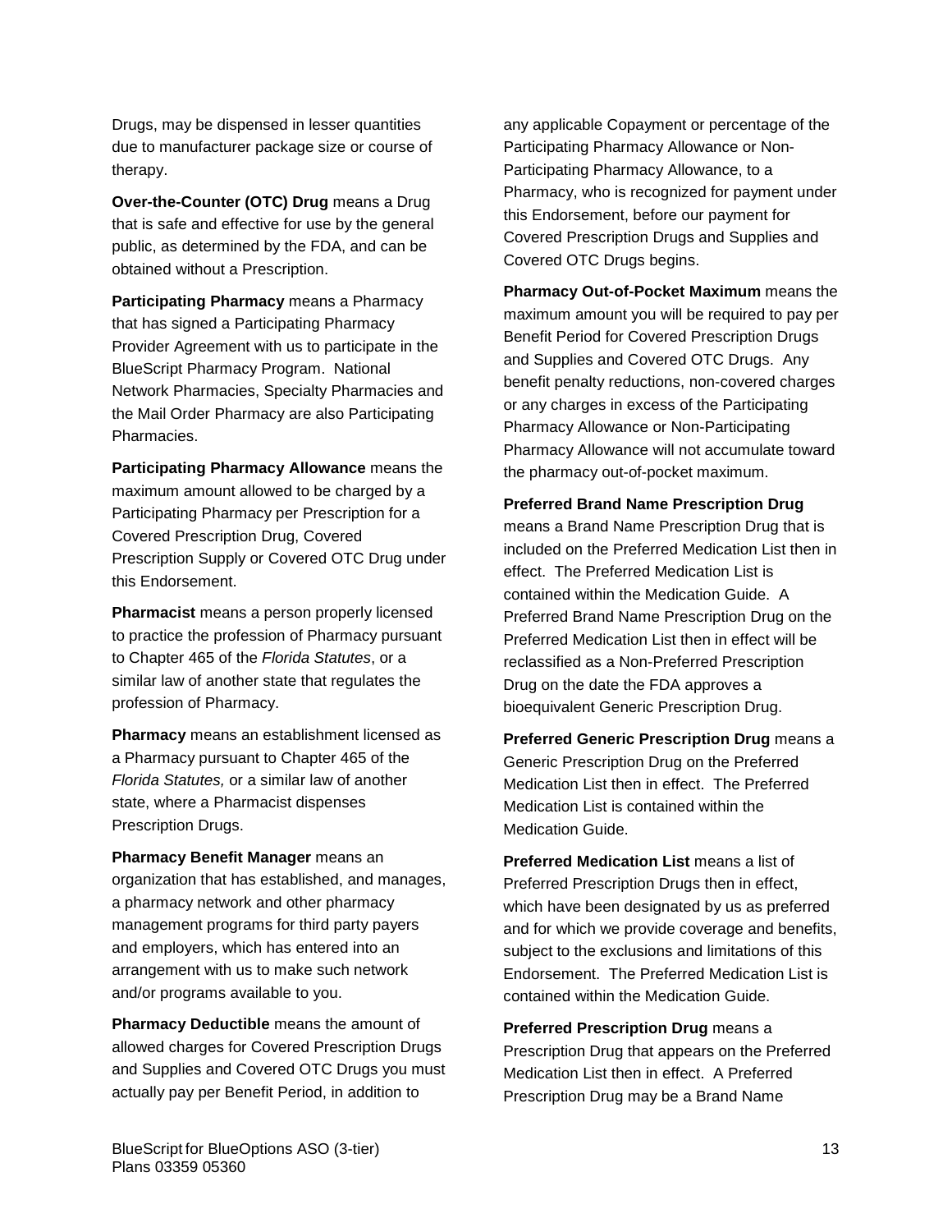Drugs, may be dispensed in lesser quantities due to manufacturer package size or course of therapy.

**Over-the-Counter (OTC) Drug** means a Drug that is safe and effective for use by the general public, as determined by the FDA, and can be obtained without a Prescription.

**Participating Pharmacy** means a Pharmacy that has signed a Participating Pharmacy Provider Agreement with us to participate in the BlueScript Pharmacy Program. National Network Pharmacies, Specialty Pharmacies and the Mail Order Pharmacy are also Participating Pharmacies.

**Participating Pharmacy Allowance** means the maximum amount allowed to be charged by a Participating Pharmacy per Prescription for a Covered Prescription Drug, Covered Prescription Supply or Covered OTC Drug under this Endorsement.

**Pharmacist** means a person properly licensed to practice the profession of Pharmacy pursuant to Chapter 465 of the *Florida Statutes*, or a similar law of another state that regulates the profession of Pharmacy.

**Pharmacy** means an establishment licensed as a Pharmacy pursuant to Chapter 465 of the *Florida Statutes,* or a similar law of another state, where a Pharmacist dispenses Prescription Drugs.

**Pharmacy Benefit Manager** means an organization that has established, and manages, a pharmacy network and other pharmacy management programs for third party payers and employers, which has entered into an arrangement with us to make such network and/or programs available to you.

**Pharmacy Deductible** means the amount of allowed charges for Covered Prescription Drugs and Supplies and Covered OTC Drugs you must actually pay per Benefit Period, in addition to any applicable Copayment or percentage of the Participating Pharmacy Allowance or Non-Participating Pharmacy Allowance, to a Pharmacy, who is recognized for payment under this Endorsement, before our payment for Covered Prescription Drugs and Supplies and Covered OTC Drugs begins.

**Pharmacy Out-of-Pocket Maximum** means the maximum amount you will be required to pay per Benefit Period for Covered Prescription Drugs and Supplies and Covered OTC Drugs. Any benefit penalty reductions, non-covered charges or any charges in excess of the Participating Pharmacy Allowance or Non-Participating Pharmacy Allowance will not accumulate toward the pharmacy out-of-pocket maximum.

**Preferred Brand Name Prescription Drug** means a Brand Name Prescription Drug that is included on the Preferred Medication List then in effect. The Preferred Medication List is contained within the Medication Guide. A Preferred Brand Name Prescription Drug on the Preferred Medication List then in effect will be reclassified as a Non-Preferred Prescription Drug on the date the FDA approves a bioequivalent Generic Prescription Drug.

**Preferred Generic Prescription Drug** means a Generic Prescription Drug on the Preferred Medication List then in effect. The Preferred Medication List is contained within the Medication Guide.

**Preferred Medication List** means a list of Preferred Prescription Drugs then in effect, which have been designated by us as preferred and for which we provide coverage and benefits, subject to the exclusions and limitations of this Endorsement. The Preferred Medication List is contained within the Medication Guide.

**Preferred Prescription Drug** means a Prescription Drug that appears on the Preferred Medication List then in effect. A Preferred Prescription Drug may be a Brand Name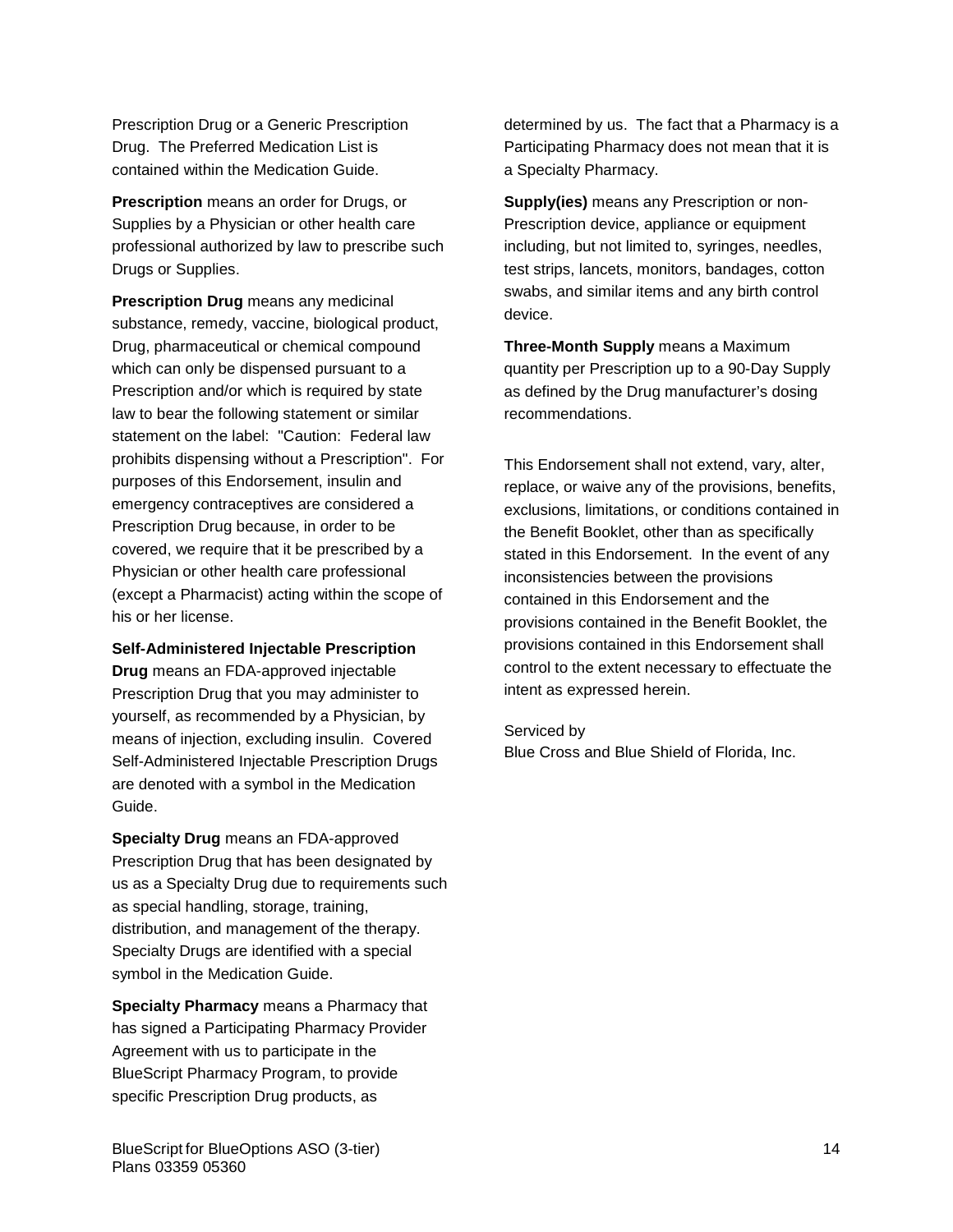Prescription Drug or a Generic Prescription Drug. The Preferred Medication List is contained within the Medication Guide.

**Prescription** means an order for Drugs, or Supplies by a Physician or other health care professional authorized by law to prescribe such Drugs or Supplies.

**Prescription Drug** means any medicinal substance, remedy, vaccine, biological product, Drug, pharmaceutical or chemical compound which can only be dispensed pursuant to a Prescription and/or which is required by state law to bear the following statement or similar statement on the label: "Caution: Federal law prohibits dispensing without a Prescription". For purposes of this Endorsement, insulin and emergency contraceptives are considered a Prescription Drug because, in order to be covered, we require that it be prescribed by a Physician or other health care professional (except a Pharmacist) acting within the scope of his or her license.

**Self-Administered Injectable Prescription Drug** means an FDA-approved injectable Prescription Drug that you may administer to yourself, as recommended by a Physician, by means of injection, excluding insulin. Covered Self-Administered Injectable Prescription Drugs are denoted with a symbol in the Medication Guide.

**Specialty Drug** means an FDA-approved Prescription Drug that has been designated by us as a Specialty Drug due to requirements such as special handling, storage, training, distribution, and management of the therapy. Specialty Drugs are identified with a special symbol in the Medication Guide.

**Specialty Pharmacy** means a Pharmacy that has signed a Participating Pharmacy Provider Agreement with us to participate in the BlueScript Pharmacy Program, to provide specific Prescription Drug products, as determined by us. The fact that a Pharmacy is a Participating Pharmacy does not mean that it is a Specialty Pharmacy.

**Supply(ies)** means any Prescription or non-Prescription device, appliance or equipment including, but not limited to, syringes, needles, test strips, lancets, monitors, bandages, cotton swabs, and similar items and any birth control device.

**Three-Month Supply** means a Maximum quantity per Prescription up to a 90-Day Supply as defined by the Drug manufacturer's dosing recommendations.

This Endorsement shall not extend, vary, alter, replace, or waive any of the provisions, benefits, exclusions, limitations, or conditions contained in the Benefit Booklet, other than as specifically stated in this Endorsement. In the event of any inconsistencies between the provisions contained in this Endorsement and the provisions contained in the Benefit Booklet, the provisions contained in this Endorsement shall control to the extent necessary to effectuate the intent as expressed herein.

Serviced by
Blue Cross and Blue Shield of Florida, Inc.